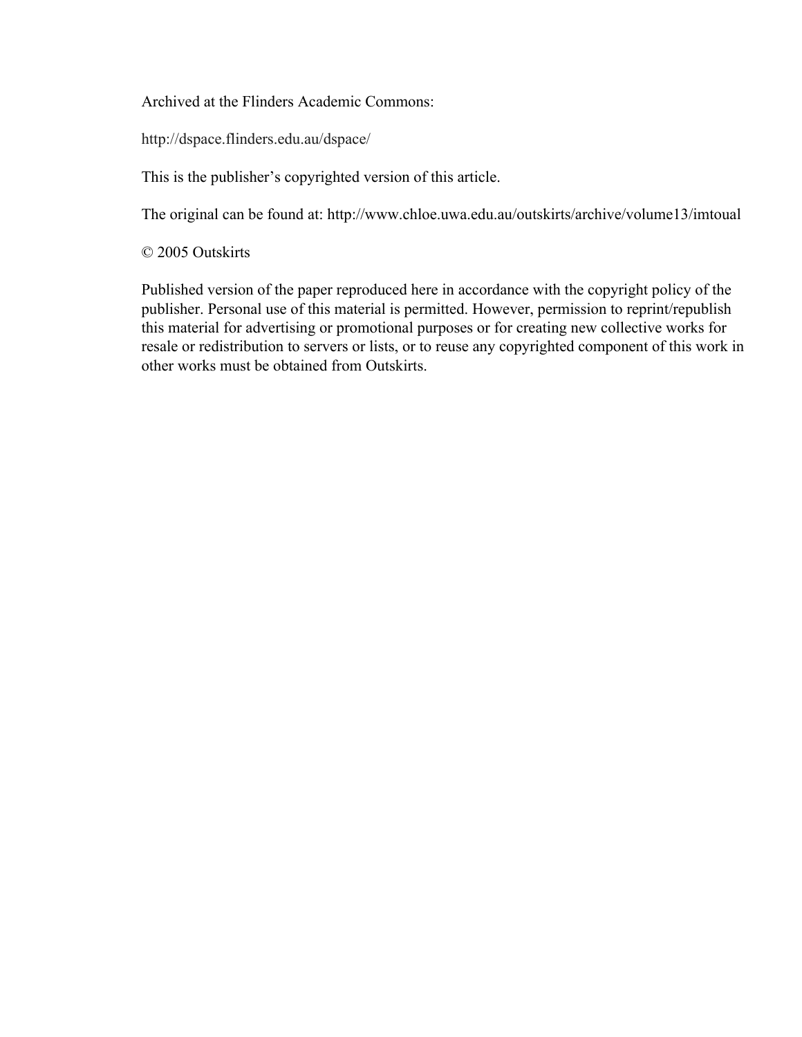Archived at the Flinders Academic Commons:

http://dspace.flinders.edu.au/dspace/

This is the publisher's copyrighted version of this article.

The original can be found at: http://www.chloe.uwa.edu.au/outskirts/archive/volume13/imtoual

© 2005 Outskirts

Published version of the paper reproduced here in accordance with the copyright policy of the publisher. Personal use of this material is permitted. However, permission to reprint/republish this material for advertising or promotional purposes or for creating new collective works for resale or redistribution to servers or lists, or to reuse any copyrighted component of this work in other works must be obtained from Outskirts.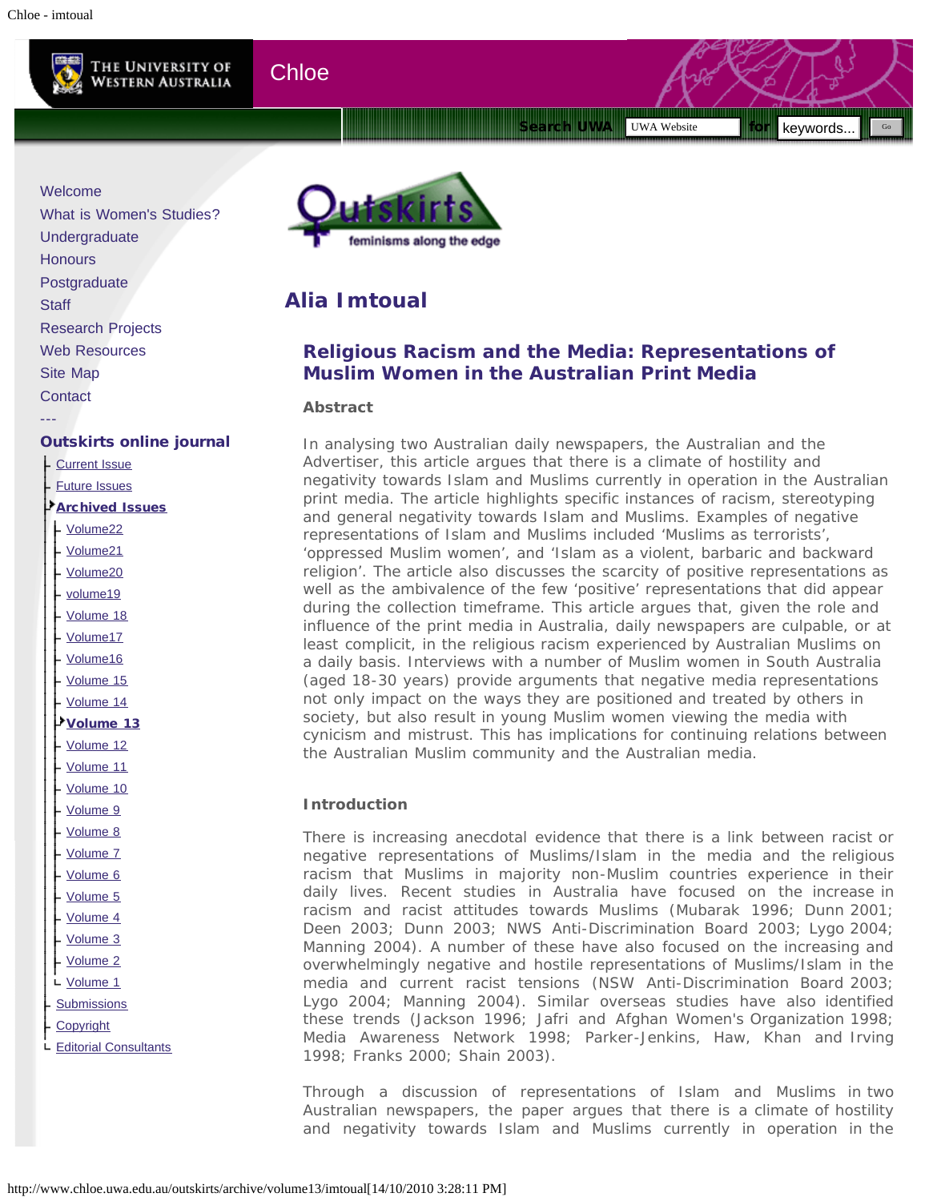# Alia Imtoual

## Religious Racism and the Media: Representations of Muslim Women in the Australian Print Media

### Abstract

In analysing two Australian daily newspapers, the Australian and the Advertiser, this article argues that there is a climate of hostility and negativity towards Islam and Muslims currently in operation in the Australian print media. The article highlights specific instances of racism, stereotyping and general negativity towards Islam and Muslims. Examples of negative representations of Islam and Muslims included 'Muslims as terrorists', 'oppressed Muslim women', and 'Islam as a violent, barbaric and backward religion'. The article also discusses the scarcity of positive representations as well as the ambivalence of the few 'positive' representations that did appear during the collection timeframe. This article argues that, given the role and influence of the print media in Australia, daily newspapers are culpable, or at least complicit, in the religious racism experienced by Australian Muslims on a daily basis. Interviews with a number of Muslim women in South Australia (aged 18-30 years) provide arguments that negative media representations not only impact on the ways they are positioned and treated by others in society, but also result in young Muslim women viewing the media with cynicism and mistrust. This has implications for continuing relations between the Australian Muslim community and the Australian media.

### Introduction

There is increasing anecdotal evidence that there is a link between racist or negative representations of Muslims/Islam in the media and the religious racism that Muslims in majority non-Muslim countries experience in their daily lives. Recent studies in Australia have focused on the increase in racism and racist attitudes towards Muslims (Mubarak 1996; Dunn 2001; Deen 2003; Dunn 2003; NWS Anti-Discrimination Board 2003; Lygo 2004; Manning 2004). A number of these have also focused on the increasing and overwhelmingly negative and hostile representations of Muslims/Islam in the media and current racist tensions (NSW Anti-Discrimination Board 2003; Lygo 2004; Manning 2004). Similar overseas studies have also identified these trends (Jackson 1996; Jafri and Afghan Women's Organization 1998; Media Awareness Network 1998; Parker-Jenkins, Haw, Khan and Irving 1998; Franks 2000; Shain 2003).

Through a discussion of representations of Islam and Muslims in two Australian newspapers, the paper argues that there is a climate of hostility and negativity towards Islam and Muslims currently in operation in the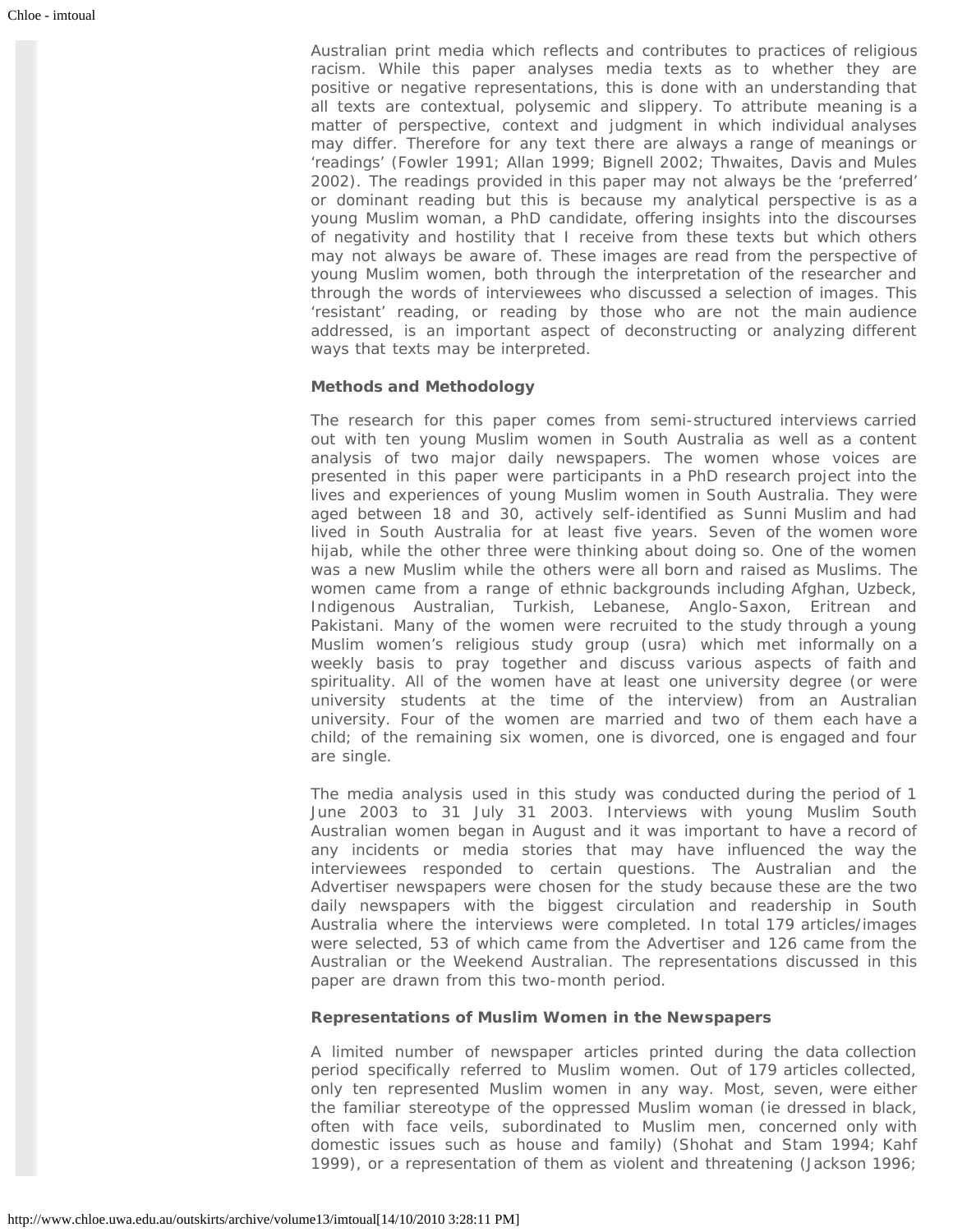Australian print media which reflects and contributes to practices of religious racism. While this paper analyses media texts as to whether they are positive or negative representations, this is done with an understanding that all texts are contextual, polysemic and slippery. To attribute meaning is a matter of perspective, context and judgment in which individual analyses may differ. Therefore for any text there are always a range of meanings or 'readings' (Fowler 1991; Allan 1999; Bignell 2002; Thwaites, Davis and Mules 2002). The readings provided in this paper may not always be the 'preferred' or dominant reading but this is because my analytical perspective is as a young Muslim woman, a PhD candidate, offering insights into the discourses of negativity and hostility that I receive from these texts but which others may not always be aware of. These images are read from the perspective of young Muslim women, both through the interpretation of the researcher and through the words of interviewees who discussed a selection of images. This 'resistant' reading, or reading by those who are not the main audience addressed, is an important aspect of deconstructing or analyzing different ways that texts may be interpreted.

**Methods and Methodology**

The research for this paper comes from semi-structured interviews carried out with ten young Muslim women in South Australia as well as a content analysis of two major daily newspapers. The women whose voices are presented in this paper were participants in a PhD research project into the lives and experiences of young Muslim women in South Australia. They were aged between 18 and 30, actively self-identified as Sunni Muslim and had lived in South Australia for at least five years. Seven of the women wore hijab, while the other three were thinking about doing so. One of the women was a new Muslim while the others were all born and raised as Muslims. The women came from a range of ethnic backgrounds including Afghan, Uzbeck, Indigenous Australian, Turkish, Lebanese, Anglo-Saxon, Eritrean and Pakistani. Many of the women were recruited to the study through a young Muslim women's religious study group (usra) which met informally on a weekly basis to pray together and discuss various aspects of faith and spirituality. All of the women have at least one university degree (or were university students at the time of the interview) from an Australian university. Four of the women are married and two of them each have a child; of the remaining six women, one is divorced, one is engaged and four are single.

The media analysis used in this study was conducted during the period of 1 June 2003 to 31 July 31 2003. Interviews with young Muslim South Australian women began in August and it was important to have a record of any incidents or media stories that may have influenced the way the interviewees responded to certain questions. The Australian and the Advertiser newspapers were chosen for the study because these are the two daily newspapers with the biggest circulation and readership in South Australia where the interviews were completed. In total 179 articles/images were selected, 53 of which came from the Advertiser and 126 came from the Australian or the Weekend Australian. The representations discussed in this paper are drawn from this two-month period.

**Representations of Muslim Women in the Newspapers**

A limited number of newspaper articles printed during the data collection period specifically referred to Muslim women. Out of 179 articles collected, only ten represented Muslim women in any way. Most, seven, were either the familiar stereotype of the oppressed Muslim woman (ie dressed in black, often with face veils, subordinated to Muslim men, concerned only with domestic issues such as house and family) (Shohat and Stam 1994; Kahf 1999), or a representation of them as violent and threatening (Jackson 1996;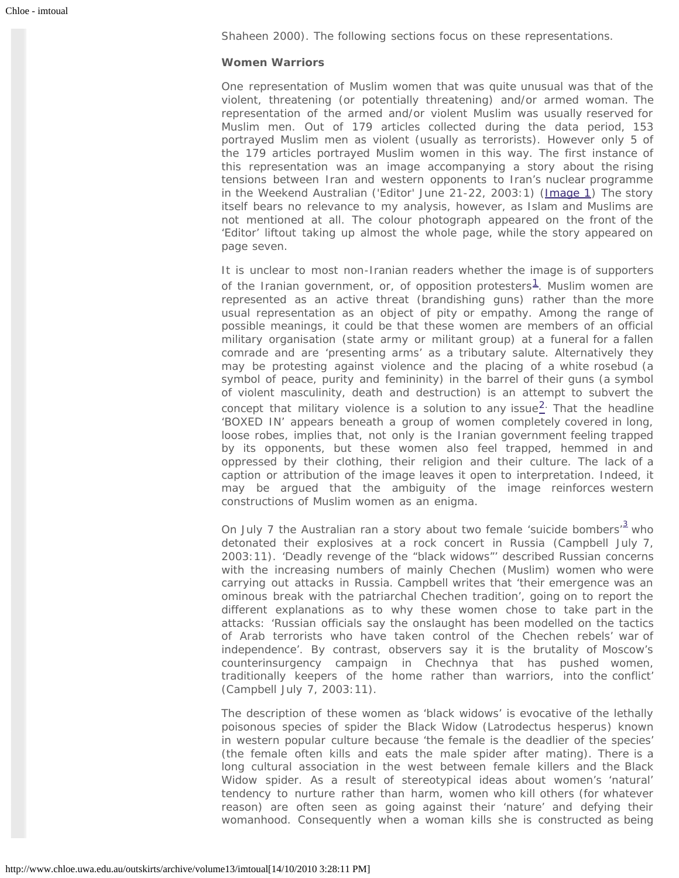Shaheen 2000). The following sections focus on these representations.

**Women Warriors**

One representation of Muslim women that was quite unusual was that of the violent, threatening (or potentially threatening) and/or armed woman. The representation of the armed and/or violent Muslim was usually reserved for Muslim men. Out of 179 articles collected during the data period, 153 portrayed Muslim men as violent (usually as terrorists). However only 5 of the 179 articles portrayed Muslim women in this way. The first instance of this representation was an image accompanying a story about the rising tensions between Iran and western opponents to Iran's nuclear programme in the Weekend Australian ('Editor' June 21-22, 2003:1) (Image 1) The story itself bears no relevance to my analysis, however, as Islam and Muslims are not mentioned at all. The colour photograph appeared on the front of the 'Editor' liftout taking up almost the whole page, while the story appeared on page seven.

It is unclear to most non-Iranian readers whether the image is of supporters of the Iranian government, or, of opposition protesters[1]. Muslim women are represented as an active threat (brandishing guns) rather than the more usual representation as an object of pity or empathy. Among the range of possible meanings, it could be that these women are members of an official military organisation (state army or militant group) at a funeral for a fallen comrade and are 'presenting arms' as a tributary salute. Alternatively they may be protesting against violence and the placing of a white rosebud (a symbol of peace, purity and femininity) in the barrel of their guns (a symbol of violent masculinity, death and destruction) is an attempt to subvert the concept that military violence is a solution to any issue[2]. That the headline 'BOXED IN' appears beneath a group of women completely covered in long, loose robes, implies that, not only is the Iranian government feeling trapped by its opponents, but these women also feel trapped, hemmed in and oppressed by their clothing, their religion and their culture. The lack of a caption or attribution of the image leaves it open to interpretation. Indeed, it may be argued that the ambiguity of the image reinforces western constructions of Muslim women as an enigma.

On July 7 the Australian ran a story about two female 'suicide bombers'[3] who detonated their explosives at a rock concert in Russia (Campbell July 7, 2003:11). 'Deadly revenge of the "black widows"' described Russian concerns with the increasing numbers of mainly Chechen (Muslim) women who were carrying out attacks in Russia. Campbell writes that 'their emergence was an ominous break with the patriarchal Chechen tradition', going on to report the different explanations as to why these women chose to take part in the attacks: 'Russian officials say the onslaught has been modelled on the tactics of Arab terrorists who have taken control of the Chechen rebels' war of independence'. By contrast, observers say it is the brutality of Moscow's counterinsurgency campaign in Chechnya that has pushed women, traditionally keepers of the home rather than warriors, into the conflict' (Campbell July 7, 2003:11).

The description of these women as 'black widows' is evocative of the lethally poisonous species of spider the Black Widow (Latrodectus hesperus) known in western popular culture because 'the female is the deadlier of the species' (the female often kills and eats the male spider after mating). There is a long cultural association in the west between female killers and the Black Widow spider. As a result of stereotypical ideas about women's 'natural' tendency to nurture rather than harm, women who kill others (for whatever reason) are often seen as going against their 'nature' and defying their womanhood. Consequently when a woman kills she is constructed as being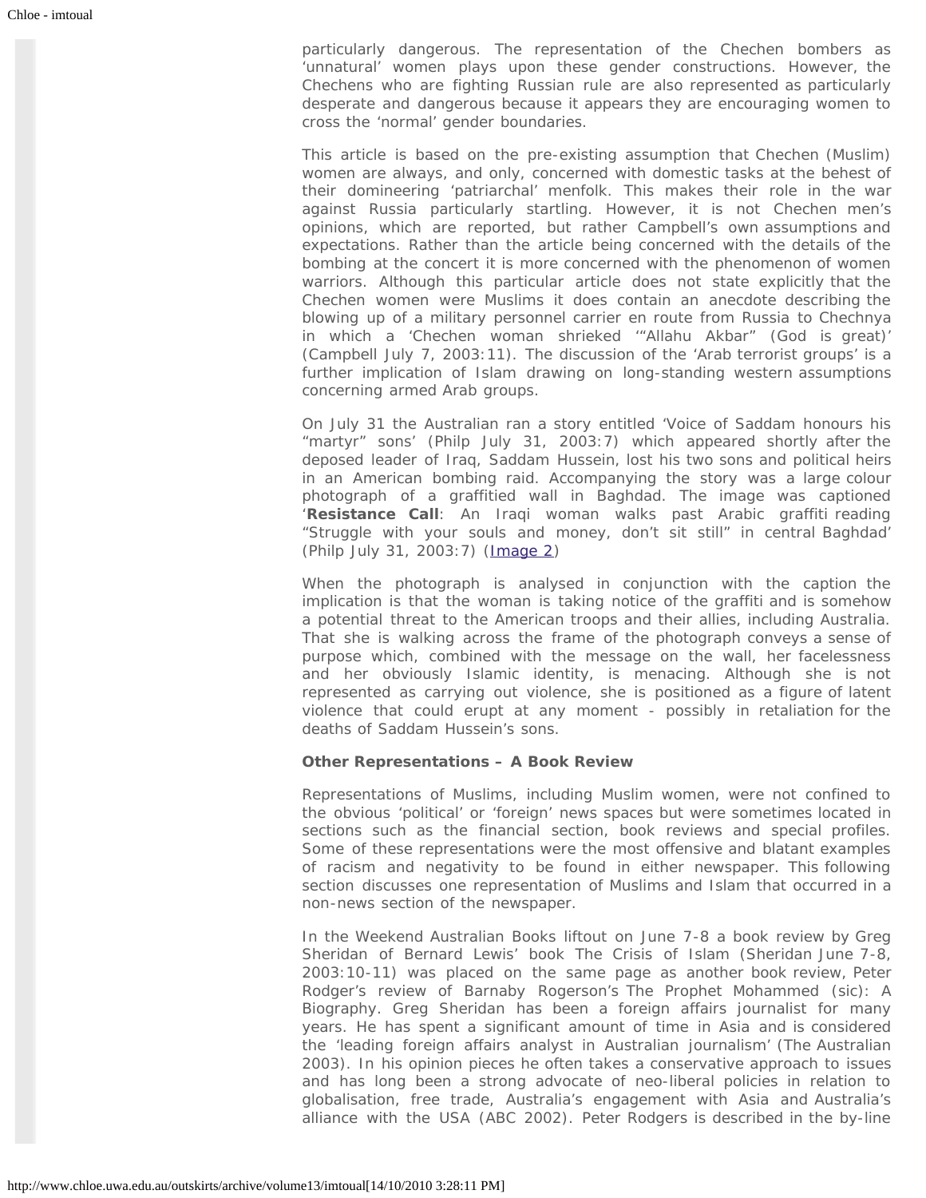particularly dangerous. The representation of the Chechen bombers as 'unnatural' women plays upon these gender constructions. However, the Chechens who are fighting Russian rule are also represented as particularly desperate and dangerous because it appears they are encouraging women to cross the 'normal' gender boundaries.

This article is based on the pre-existing assumption that Chechen (Muslim) women are always, and only, concerned with domestic tasks at the behest of their domineering 'patriarchal' menfolk. This makes their role in the war against Russia particularly startling. However, it is not Chechen men's opinions, which are reported, but rather Campbell's own assumptions and expectations. Rather than the article being concerned with the details of the bombing at the concert it is more concerned with the phenomenon of women warriors. Although this particular article does not state explicitly that the Chechen women were Muslims it does contain an anecdote describing the blowing up of a military personnel carrier en route from Russia to Chechnya in which a 'Chechen woman shrieked '"Allahu Akbar" (God is great)' (Campbell July 7, 2003:11). The discussion of the 'Arab terrorist groups' is a further implication of Islam drawing on long-standing western assumptions concerning armed Arab groups.

On July 31 the Australian ran a story entitled 'Voice of Saddam honours his "martyr" sons' (Philp July 31, 2003:7) which appeared shortly after the deposed leader of Iraq, Saddam Hussein, lost his two sons and political heirs in an American bombing raid. Accompanying the story was a large colour photograph of a graffitied wall in Baghdad. The image was captioned '**Resistance Call**: An Iraqi woman walks past Arabic graffiti reading "Struggle with your souls and money, don't sit still" in central Baghdad' (Philp July 31, 2003:7) (Image 2)

When the photograph is analysed in conjunction with the caption the implication is that the woman is taking notice of the graffiti and is somehow a potential threat to the American troops and their allies, including Australia. That she is walking across the frame of the photograph conveys a sense of purpose which, combined with the message on the wall, her facelessness and her obviously Islamic identity, is menacing. Although she is not represented as carrying out violence, she is positioned as a figure of latent violence that could erupt at any moment - possibly in retaliation for the deaths of Saddam Hussein's sons.

**Other Representations – A Book Review**

Representations of Muslims, including Muslim women, were not confined to the obvious 'political' or 'foreign' news spaces but were sometimes located in sections such as the financial section, book reviews and special profiles. Some of these representations were the most offensive and blatant examples of racism and negativity to be found in either newspaper. This following section discusses one representation of Muslims and Islam that occurred in a non-news section of the newspaper.

In the Weekend Australian Books liftout on June 7-8 a book review by Greg Sheridan of Bernard Lewis' book The Crisis of Islam (Sheridan June 7-8, 2003:10-11) was placed on the same page as another book review, Peter Rodger's review of Barnaby Rogerson's The Prophet Mohammed (sic): A Biography. Greg Sheridan has been a foreign affairs journalist for many years. He has spent a significant amount of time in Asia and is considered the 'leading foreign affairs analyst in Australian journalism' (The Australian 2003). In his opinion pieces he often takes a conservative approach to issues and has long been a strong advocate of neo-liberal policies in relation to globalisation, free trade, Australia's engagement with Asia and Australia's alliance with the USA (ABC 2002). Peter Rodgers is described in the by-line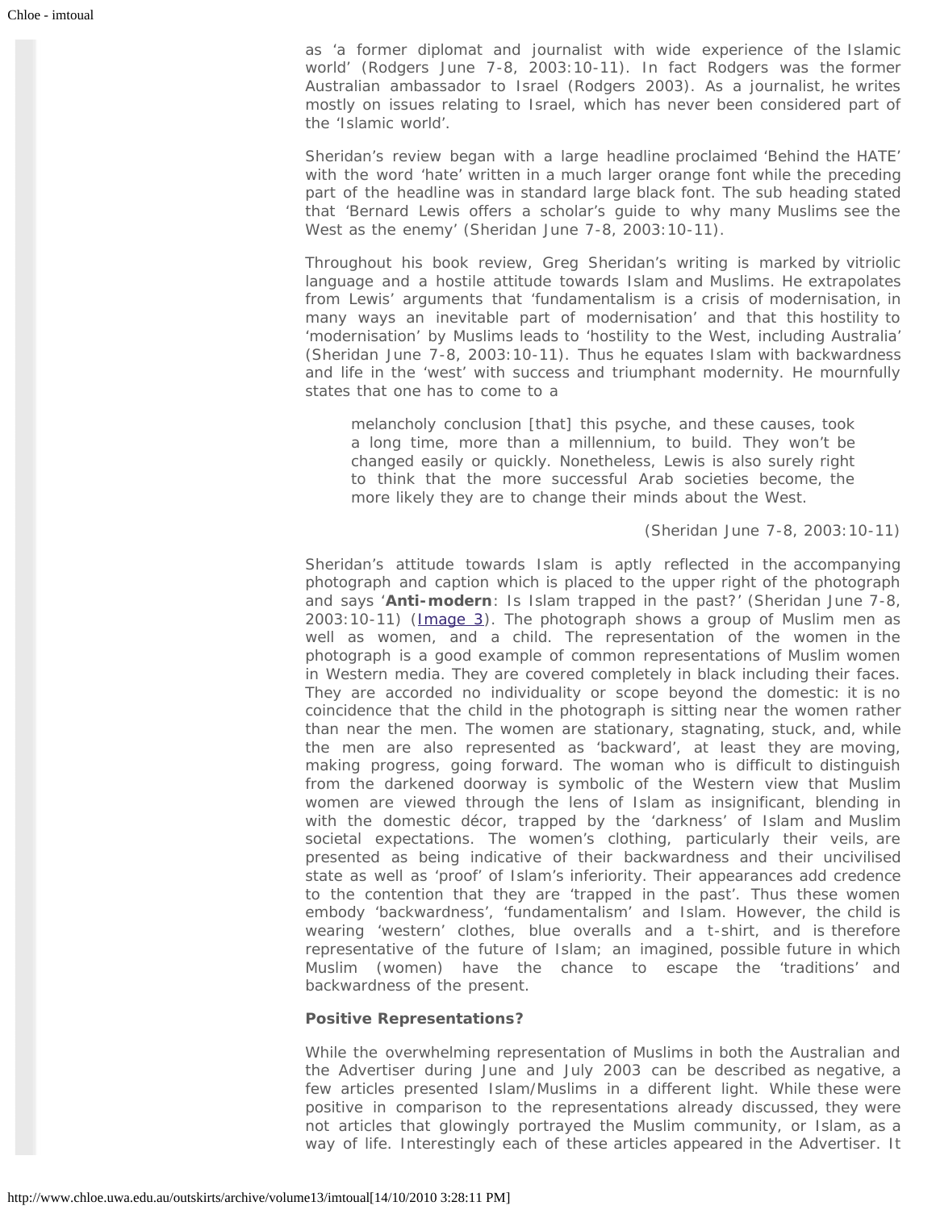as 'a former diplomat and journalist with wide experience of the Islamic world' (Rodgers June 7-8, 2003:10-11). In fact Rodgers was the former Australian ambassador to Israel (Rodgers 2003). As a journalist, he writes mostly on issues relating to Israel, which has never been considered part of the 'Islamic world'.

Sheridan's review began with a large headline proclaimed 'Behind the HATE' with the word 'hate' written in a much larger orange font while the preceding part of the headline was in standard large black font. The sub heading stated that 'Bernard Lewis offers a scholar's guide to why many Muslims see the West as the enemy' (Sheridan June 7-8, 2003:10-11).

Throughout his book review, Greg Sheridan's writing is marked by vitriolic language and a hostile attitude towards Islam and Muslims. He extrapolates from Lewis' arguments that 'fundamentalism is a crisis of modernisation, in many ways an inevitable part of modernisation' and that this hostility to 'modernisation' by Muslims leads to 'hostility to the West, including Australia' (Sheridan June 7-8, 2003:10-11). Thus he equates Islam with backwardness and life in the 'west' with success and triumphant modernity. He mournfully states that one has to come to a

> melancholy conclusion [that] this psyche, and these causes, took a long time, more than a millennium, to build. They won't be changed easily or quickly. Nonetheless, Lewis is also surely right to think that the more successful Arab societies become, the more likely they are to change their minds about the West.
>
> (Sheridan June 7-8, 2003:10-11)

Sheridan's attitude towards Islam is aptly reflected in the accompanying photograph and caption which is placed to the upper right of the photograph and says '**Anti-modern**: Is Islam trapped in the past?' (Sheridan June 7-8, 2003:10-11) (Image 3). The photograph shows a group of Muslim men as well as women, and a child. The representation of the women in the photograph is a good example of common representations of Muslim women in Western media. They are covered completely in black including their faces. They are accorded no individuality or scope beyond the domestic: it is no coincidence that the child in the photograph is sitting near the women rather than near the men. The women are stationary, stagnating, stuck, and, while the men are also represented as 'backward', at least they are moving, making progress, going forward. The woman who is difficult to distinguish from the darkened doorway is symbolic of the Western view that Muslim women are viewed through the lens of Islam as insignificant, blending in with the domestic décor, trapped by the 'darkness' of Islam and Muslim societal expectations. The women's clothing, particularly their veils, are presented as being indicative of their backwardness and their uncivilised state as well as 'proof' of Islam's inferiority. Their appearances add credence to the contention that they are 'trapped in the past'. Thus these women embody 'backwardness', 'fundamentalism' and Islam. However, the child is wearing 'western' clothes, blue overalls and a t-shirt, and is therefore representative of the future of Islam; an imagined, possible future in which Muslim (women) have the chance to escape the 'traditions' and backwardness of the present.

**Positive Representations?**

While the overwhelming representation of Muslims in both the Australian and the Advertiser during June and July 2003 can be described as negative, a few articles presented Islam/Muslims in a different light. While these were positive in comparison to the representations already discussed, they were not articles that glowingly portrayed the Muslim community, or Islam, as a way of life. Interestingly each of these articles appeared in the Advertiser. It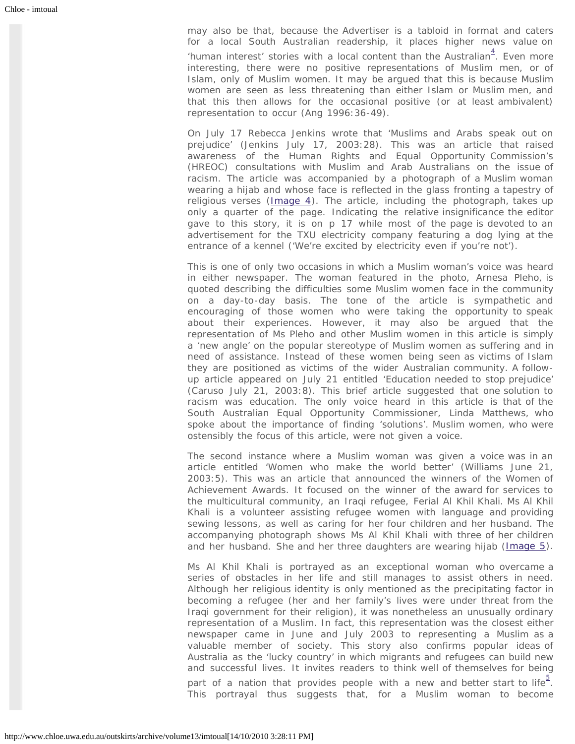may also be that, because the Advertiser is a tabloid in format and caters for a local South Australian readership, it places higher news value on 'human interest' stories with a local content than the Australian[4]. Even more interesting, there were no positive representations of Muslim men, or of Islam, only of Muslim women. It may be argued that this is because Muslim women are seen as less threatening than either Islam or Muslim men, and that this then allows for the occasional positive (or at least ambivalent) representation to occur (Ang 1996:36-49).

On July 17 Rebecca Jenkins wrote that 'Muslims and Arabs speak out on prejudice' (Jenkins July 17, 2003:28). This was an article that raised awareness of the Human Rights and Equal Opportunity Commission's (HREOC) consultations with Muslim and Arab Australians on the issue of racism. The article was accompanied by a photograph of a Muslim woman wearing a hijab and whose face is reflected in the glass fronting a tapestry of religious verses (Image 4). The article, including the photograph, takes up only a quarter of the page. Indicating the relative insignificance the editor gave to this story, it is on p 17 while most of the page is devoted to an advertisement for the TXU electricity company featuring a dog lying at the entrance of a kennel ('We're excited by electricity even if you're not').

This is one of only two occasions in which a Muslim woman's voice was heard in either newspaper. The woman featured in the photo, Arnesa Pleho, is quoted describing the difficulties some Muslim women face in the community on a day-to-day basis. The tone of the article is sympathetic and encouraging of those women who were taking the opportunity to speak about their experiences. However, it may also be argued that the representation of Ms Pleho and other Muslim women in this article is simply a 'new angle' on the popular stereotype of Muslim women as suffering and in need of assistance. Instead of these women being seen as victims of Islam they are positioned as victims of the wider Australian community. A follow-up article appeared on July 21 entitled 'Education needed to stop prejudice' (Caruso July 21, 2003:8). This brief article suggested that one solution to racism was education. The only voice heard in this article is that of the South Australian Equal Opportunity Commissioner, Linda Matthews, who spoke about the importance of finding 'solutions'. Muslim women, who were ostensibly the focus of this article, were not given a voice.

The second instance where a Muslim woman was given a voice was in an article entitled 'Women who make the world better' (Williams June 21, 2003:5). This was an article that announced the winners of the Women of Achievement Awards. It focused on the winner of the award for services to the multicultural community, an Iraqi refugee, Ferial Al Khil Khali. Ms Al Khil Khali is a volunteer assisting refugee women with language and providing sewing lessons, as well as caring for her four children and her husband. The accompanying photograph shows Ms Al Khil Khali with three of her children and her husband. She and her three daughters are wearing hijab (Image 5).

Ms Al Khil Khali is portrayed as an exceptional woman who overcame a series of obstacles in her life and still manages to assist others in need. Although her religious identity is only mentioned as the precipitating factor in becoming a refugee (her and her family's lives were under threat from the Iraqi government for their religion), it was nonetheless an unusually ordinary representation of a Muslim. In fact, this representation was the closest either newspaper came in June and July 2003 to representing a Muslim as a valuable member of society. This story also confirms popular ideas of Australia as the 'lucky country' in which migrants and refugees can build new and successful lives. It invites readers to think well of themselves for being part of a nation that provides people with a new and better start to life[5]. This portrayal thus suggests that, for a Muslim woman to become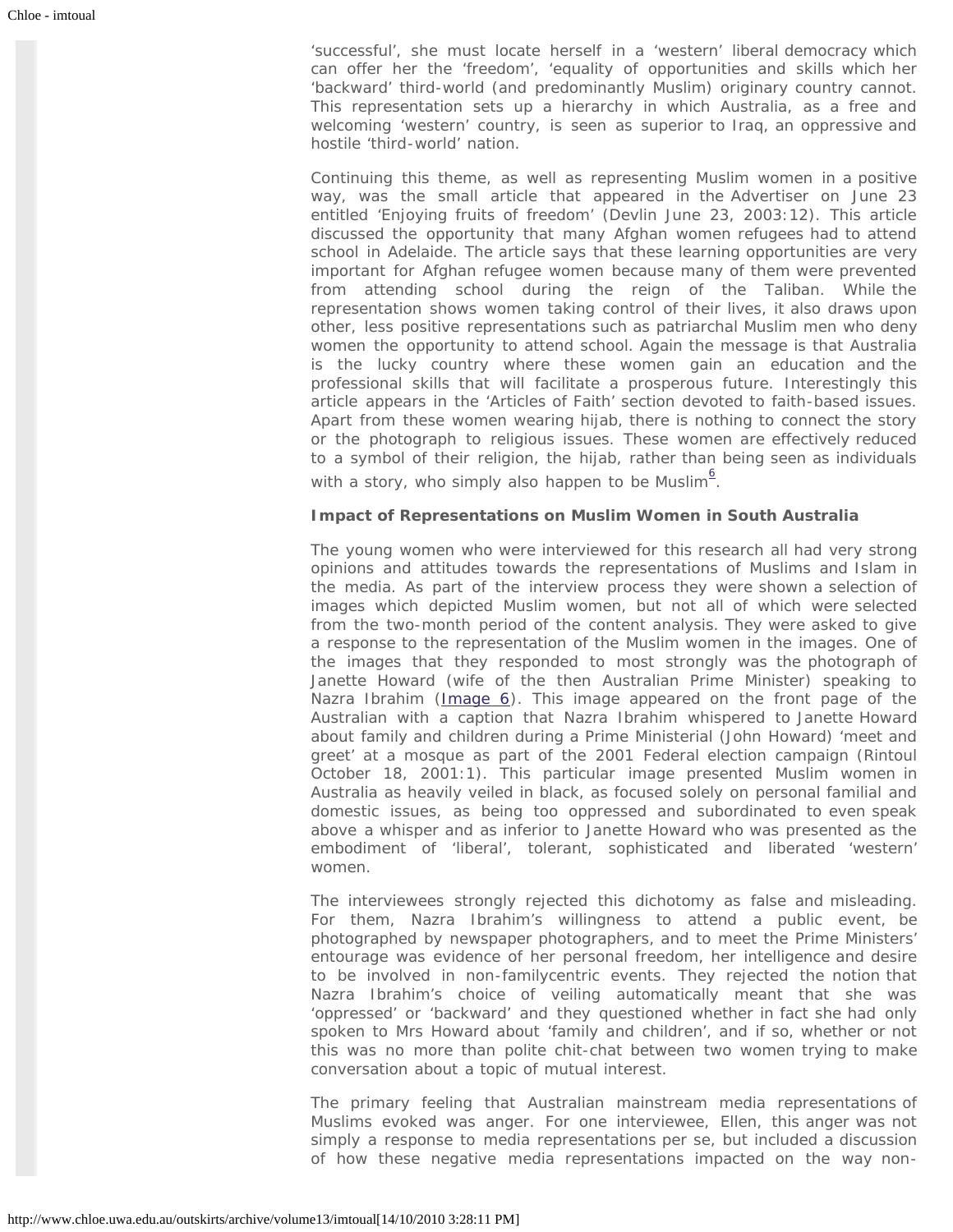'successful', she must locate herself in a 'western' liberal democracy which can offer her the 'freedom', 'equality of opportunities and skills which her 'backward' third-world (and predominantly Muslim) originary country cannot. This representation sets up a hierarchy in which Australia, as a free and welcoming 'western' country, is seen as superior to Iraq, an oppressive and hostile 'third-world' nation.

Continuing this theme, as well as representing Muslim women in a positive way, was the small article that appeared in the Advertiser on June 23 entitled 'Enjoying fruits of freedom' (Devlin June 23, 2003:12). This article discussed the opportunity that many Afghan women refugees had to attend school in Adelaide. The article says that these learning opportunities are very important for Afghan refugee women because many of them were prevented from attending school during the reign of the Taliban. While the representation shows women taking control of their lives, it also draws upon other, less positive representations such as patriarchal Muslim men who deny women the opportunity to attend school. Again the message is that Australia is the lucky country where these women gain an education and the professional skills that will facilitate a prosperous future. Interestingly this article appears in the 'Articles of Faith' section devoted to faith-based issues. Apart from these women wearing hijab, there is nothing to connect the story or the photograph to religious issues. These women are effectively reduced to a symbol of their religion, the hijab, rather than being seen as individuals with a story, who simply also happen to be Muslim[6].

**Impact of Representations on Muslim Women in South Australia**

The young women who were interviewed for this research all had very strong opinions and attitudes towards the representations of Muslims and Islam in the media. As part of the interview process they were shown a selection of images which depicted Muslim women, but not all of which were selected from the two-month period of the content analysis. They were asked to give a response to the representation of the Muslim women in the images. One of the images that they responded to most strongly was the photograph of Janette Howard (wife of the then Australian Prime Minister) speaking to Nazra Ibrahim (Image 6). This image appeared on the front page of the Australian with a caption that Nazra Ibrahim whispered to Janette Howard about family and children during a Prime Ministerial (John Howard) 'meet and greet' at a mosque as part of the 2001 Federal election campaign (Rintoul October 18, 2001:1). This particular image presented Muslim women in Australia as heavily veiled in black, as focused solely on personal familial and domestic issues, as being too oppressed and subordinated to even speak above a whisper and as inferior to Janette Howard who was presented as the embodiment of 'liberal', tolerant, sophisticated and liberated 'western' women.

The interviewees strongly rejected this dichotomy as false and misleading. For them, Nazra Ibrahim's willingness to attend a public event, be photographed by newspaper photographers, and to meet the Prime Ministers' entourage was evidence of her personal freedom, her intelligence and desire to be involved in non-familycentric events. They rejected the notion that Nazra Ibrahim's choice of veiling automatically meant that she was 'oppressed' or 'backward' and they questioned whether in fact she had only spoken to Mrs Howard about 'family and children', and if so, whether or not this was no more than polite chit-chat between two women trying to make conversation about a topic of mutual interest.

The primary feeling that Australian mainstream media representations of Muslims evoked was anger. For one interviewee, Ellen, this anger was not simply a response to media representations per se, but included a discussion of how these negative media representations impacted on the way non-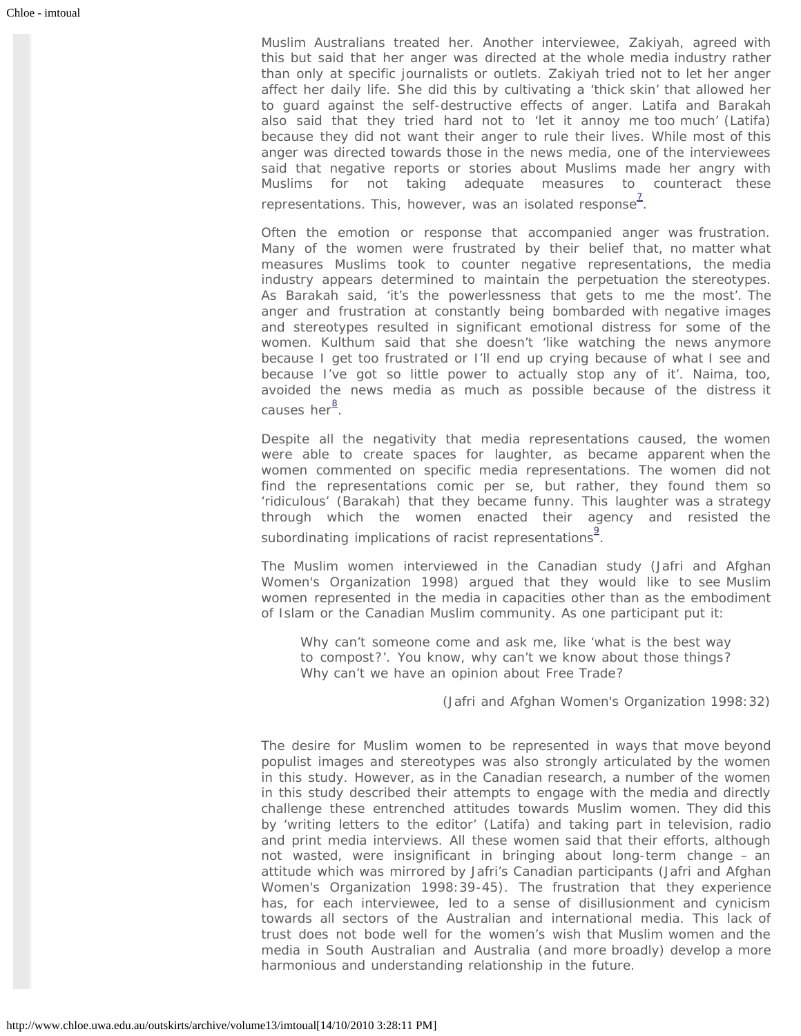Muslim Australians treated her. Another interviewee, Zakiyah, agreed with this but said that her anger was directed at the whole media industry rather than only at specific journalists or outlets. Zakiyah tried not to let her anger affect her daily life. She did this by cultivating a 'thick skin' that allowed her to guard against the self-destructive effects of anger. Latifa and Barakah also said that they tried hard not to 'let it annoy me too much' (Latifa) because they did not want their anger to rule their lives. While most of this anger was directed towards those in the news media, one of the interviewees said that negative reports or stories about Muslims made her angry with Muslims for not taking adequate measures to counteract these representations. This, however, was an isolated response[7].

Often the emotion or response that accompanied anger was frustration. Many of the women were frustrated by their belief that, no matter what measures Muslims took to counter negative representations, the media industry appears determined to maintain the perpetuation the stereotypes. As Barakah said, 'it's the powerlessness that gets to me the most'. The anger and frustration at constantly being bombarded with negative images and stereotypes resulted in significant emotional distress for some of the women. Kulthum said that she doesn't 'like watching the news anymore because I get too frustrated or I'll end up crying because of what I see and because I've got so little power to actually stop any of it'. Naima, too, avoided the news media as much as possible because of the distress it causes her[8].

Despite all the negativity that media representations caused, the women were able to create spaces for laughter, as became apparent when the women commented on specific media representations. The women did not find the representations comic per se, but rather, they found them so 'ridiculous' (Barakah) that they became funny. This laughter was a strategy through which the women enacted their agency and resisted the subordinating implications of racist representations[9].

The Muslim women interviewed in the Canadian study (Jafri and Afghan Women's Organization 1998) argued that they would like to see Muslim women represented in the media in capacities other than as the embodiment of Islam or the Canadian Muslim community. As one participant put it:

> Why can't someone come and ask me, like 'what is the best way to compost?'. You know, why can't we know about those things? Why can't we have an opinion about Free Trade?
>
> (Jafri and Afghan Women's Organization 1998:32)

The desire for Muslim women to be represented in ways that move beyond populist images and stereotypes was also strongly articulated by the women in this study. However, as in the Canadian research, a number of the women in this study described their attempts to engage with the media and directly challenge these entrenched attitudes towards Muslim women. They did this by 'writing letters to the editor' (Latifa) and taking part in television, radio and print media interviews. All these women said that their efforts, although not wasted, were insignificant in bringing about long-term change – an attitude which was mirrored by Jafri's Canadian participants (Jafri and Afghan Women's Organization 1998:39-45). The frustration that they experience has, for each interviewee, led to a sense of disillusionment and cynicism towards all sectors of the Australian and international media. This lack of trust does not bode well for the women's wish that Muslim women and the media in South Australian and Australia (and more broadly) develop a more harmonious and understanding relationship in the future.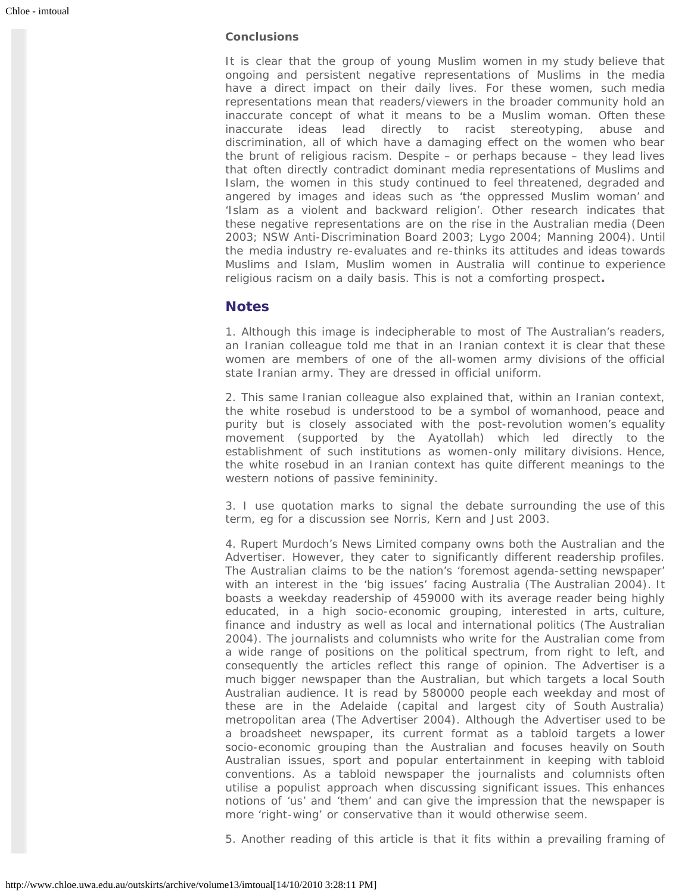**Conclusions**

It is clear that the group of young Muslim women in my study believe that ongoing and persistent negative representations of Muslims in the media have a direct impact on their daily lives. For these women, such media representations mean that readers/viewers in the broader community hold an inaccurate concept of what it means to be a Muslim woman. Often these inaccurate ideas lead directly to racist stereotyping, abuse and discrimination, all of which have a damaging effect on the women who bear the brunt of religious racism. Despite – or perhaps because – they lead lives that often directly contradict dominant media representations of Muslims and Islam, the women in this study continued to feel threatened, degraded and angered by images and ideas such as 'the oppressed Muslim woman' and 'Islam as a violent and backward religion'. Other research indicates that these negative representations are on the rise in the Australian media (Deen 2003; NSW Anti-Discrimination Board 2003; Lygo 2004; Manning 2004). Until the media industry re-evaluates and re-thinks its attitudes and ideas towards Muslims and Islam, Muslim women in Australia will continue to experience religious racism on a daily basis. This is not a comforting prospect**.**

## Notes

1. Although this image is indecipherable to most of The Australian's readers, an Iranian colleague told me that in an Iranian context it is clear that these women are members of one of the all-women army divisions of the official state Iranian army. They are dressed in official uniform.

2. This same Iranian colleague also explained that, within an Iranian context, the white rosebud is understood to be a symbol of womanhood, peace and purity but is closely associated with the post-revolution women's equality movement (supported by the Ayatollah) which led directly to the establishment of such institutions as women-only military divisions. Hence, the white rosebud in an Iranian context has quite different meanings to the western notions of passive femininity.

3. I use quotation marks to signal the debate surrounding the use of this term, eg for a discussion see Norris, Kern and Just 2003.

4. Rupert Murdoch's News Limited company owns both the Australian and the Advertiser. However, they cater to significantly different readership profiles. The Australian claims to be the nation's 'foremost agenda-setting newspaper' with an interest in the 'big issues' facing Australia (The Australian 2004). It boasts a weekday readership of 459000 with its average reader being highly educated, in a high socio-economic grouping, interested in arts, culture, finance and industry as well as local and international politics (The Australian 2004). The journalists and columnists who write for the Australian come from a wide range of positions on the political spectrum, from right to left, and consequently the articles reflect this range of opinion. The Advertiser is a much bigger newspaper than the Australian, but which targets a local South Australian audience. It is read by 580000 people each weekday and most of these are in the Adelaide (capital and largest city of South Australia) metropolitan area (The Advertiser 2004). Although the Advertiser used to be a broadsheet newspaper, its current format as a tabloid targets a lower socio-economic grouping than the Australian and focuses heavily on South Australian issues, sport and popular entertainment in keeping with tabloid conventions. As a tabloid newspaper the journalists and columnists often utilise a populist approach when discussing significant issues. This enhances notions of 'us' and 'them' and can give the impression that the newspaper is more 'right-wing' or conservative than it would otherwise seem.

5. Another reading of this article is that it fits within a prevailing framing of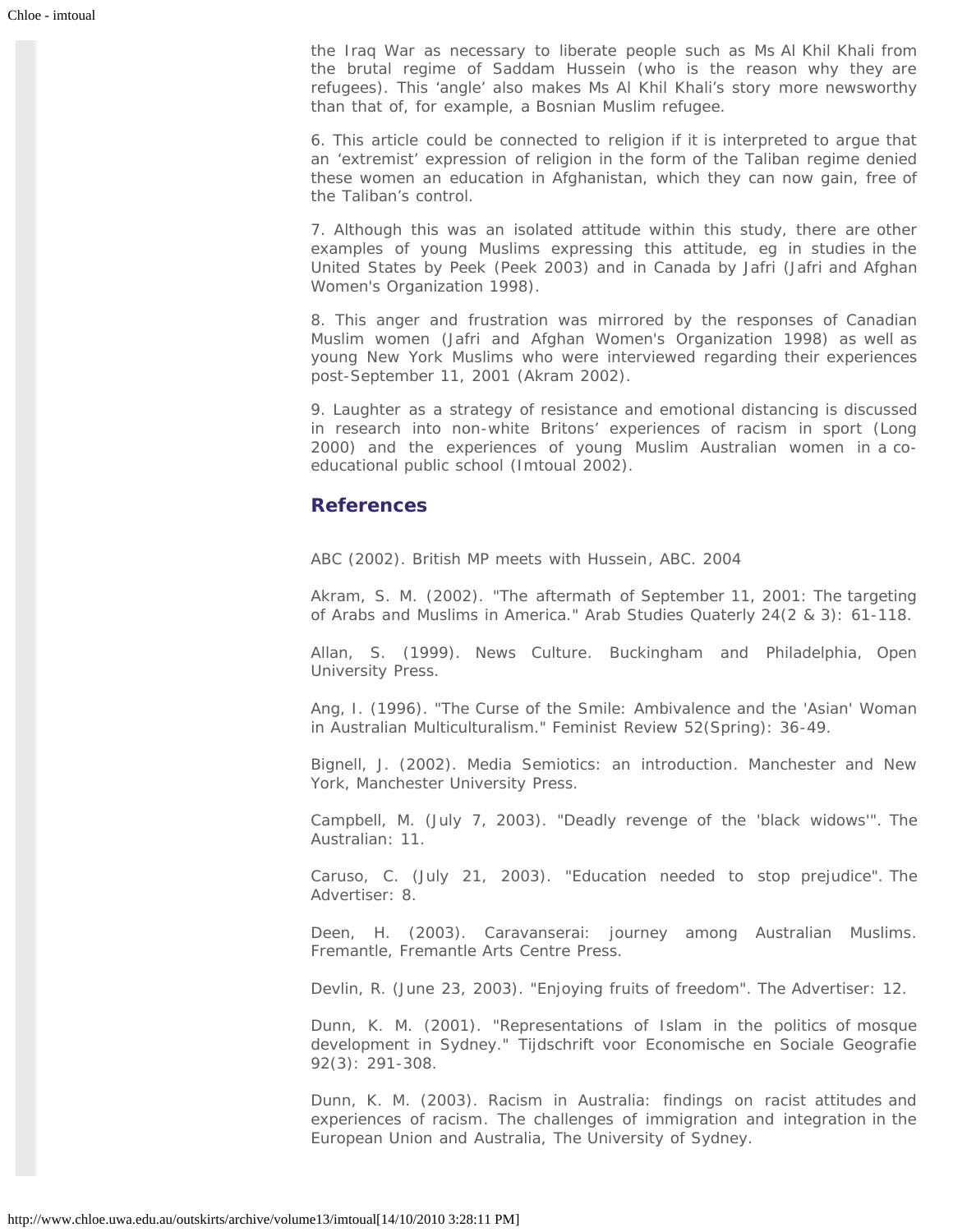the Iraq War as necessary to liberate people such as Ms Al Khil Khali from the brutal regime of Saddam Hussein (who is the reason why they are refugees). This 'angle' also makes Ms Al Khil Khali's story more newsworthy than that of, for example, a Bosnian Muslim refugee.

6. This article could be connected to religion if it is interpreted to argue that an 'extremist' expression of religion in the form of the Taliban regime denied these women an education in Afghanistan, which they can now gain, free of the Taliban's control.

7. Although this was an isolated attitude within this study, there are other examples of young Muslims expressing this attitude, eg in studies in the United States by Peek (Peek 2003) and in Canada by Jafri (Jafri and Afghan Women's Organization 1998).

8. This anger and frustration was mirrored by the responses of Canadian Muslim women (Jafri and Afghan Women's Organization 1998) as well as young New York Muslims who were interviewed regarding their experiences post-September 11, 2001 (Akram 2002).

9. Laughter as a strategy of resistance and emotional distancing is discussed in research into non-white Britons' experiences of racism in sport (Long 2000) and the experiences of young Muslim Australian women in a co-educational public school (Imtoual 2002).

## References

ABC (2002). British MP meets with Hussein, ABC. 2004

Akram, S. M. (2002). "The aftermath of September 11, 2001: The targeting of Arabs and Muslims in America." Arab Studies Quaterly 24(2 & 3): 61-118.

Allan, S. (1999). News Culture. Buckingham and Philadelphia, Open University Press.

Ang, I. (1996). "The Curse of the Smile: Ambivalence and the 'Asian' Woman in Australian Multiculturalism." Feminist Review 52(Spring): 36-49.

Bignell, J. (2002). Media Semiotics: an introduction. Manchester and New York, Manchester University Press.

Campbell, M. (July 7, 2003). "Deadly revenge of the 'black widows'". The Australian: 11.

Caruso, C. (July 21, 2003). "Education needed to stop prejudice". The Advertiser: 8.

Deen, H. (2003). Caravanserai: journey among Australian Muslims. Fremantle, Fremantle Arts Centre Press.

Devlin, R. (June 23, 2003). "Enjoying fruits of freedom". The Advertiser: 12.

Dunn, K. M. (2001). "Representations of Islam in the politics of mosque development in Sydney." Tijdschrift voor Economische en Sociale Geografie 92(3): 291-308.

Dunn, K. M. (2003). Racism in Australia: findings on racist attitudes and experiences of racism. The challenges of immigration and integration in the European Union and Australia, The University of Sydney.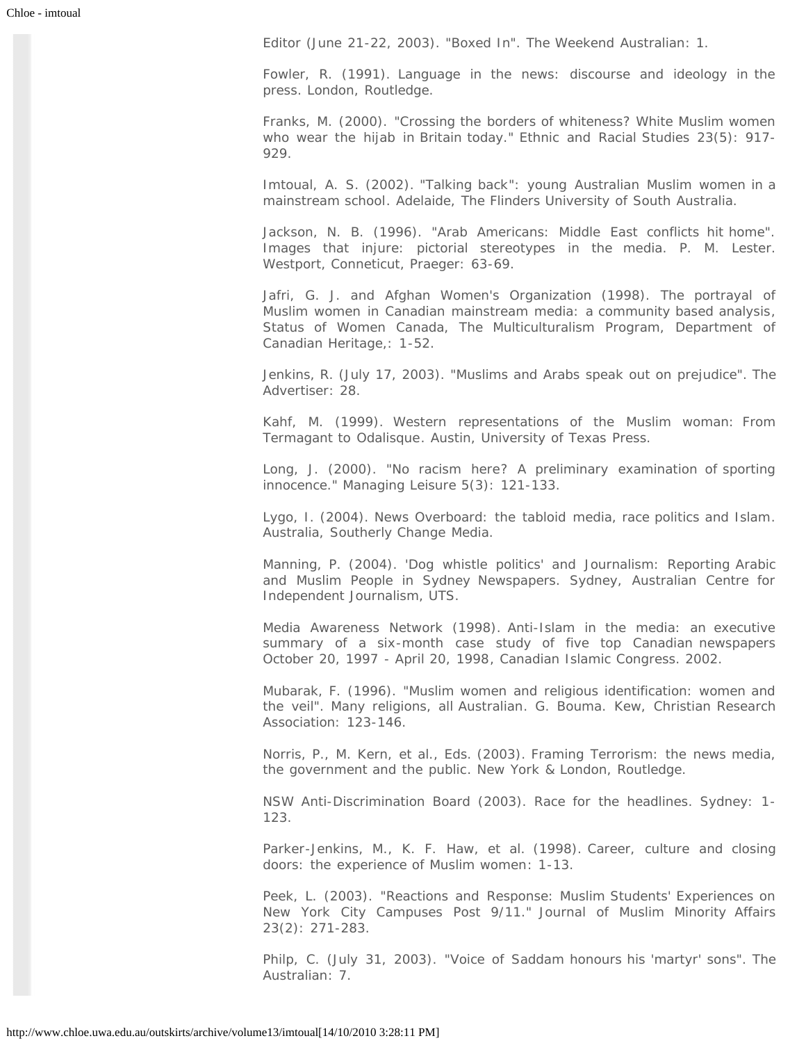Editor (June 21-22, 2003). "Boxed In". The Weekend Australian: 1.

Fowler, R. (1991). Language in the news: discourse and ideology in the press. London, Routledge.

Franks, M. (2000). "Crossing the borders of whiteness? White Muslim women who wear the hijab in Britain today." Ethnic and Racial Studies 23(5): 917-929.

Imtoual, A. S. (2002). "Talking back": young Australian Muslim women in a mainstream school. Adelaide, The Flinders University of South Australia.

Jackson, N. B. (1996). "Arab Americans: Middle East conflicts hit home". Images that injure: pictorial stereotypes in the media. P. M. Lester. Westport, Conneticut, Praeger: 63-69.

Jafri, G. J. and Afghan Women's Organization (1998). The portrayal of Muslim women in Canadian mainstream media: a community based analysis, Status of Women Canada, The Multiculturalism Program, Department of Canadian Heritage,: 1-52.

Jenkins, R. (July 17, 2003). "Muslims and Arabs speak out on prejudice". The Advertiser: 28.

Kahf, M. (1999). Western representations of the Muslim woman: From Termagant to Odalisque. Austin, University of Texas Press.

Long, J. (2000). "No racism here? A preliminary examination of sporting innocence." Managing Leisure 5(3): 121-133.

Lygo, I. (2004). News Overboard: the tabloid media, race politics and Islam. Australia, Southerly Change Media.

Manning, P. (2004). 'Dog whistle politics' and Journalism: Reporting Arabic and Muslim People in Sydney Newspapers. Sydney, Australian Centre for Independent Journalism, UTS.

Media Awareness Network (1998). Anti-Islam in the media: an executive summary of a six-month case study of five top Canadian newspapers October 20, 1997 - April 20, 1998, Canadian Islamic Congress. 2002.

Mubarak, F. (1996). "Muslim women and religious identification: women and the veil". Many religions, all Australian. G. Bouma. Kew, Christian Research Association: 123-146.

Norris, P., M. Kern, et al., Eds. (2003). Framing Terrorism: the news media, the government and the public. New York & London, Routledge.

NSW Anti-Discrimination Board (2003). Race for the headlines. Sydney: 1-123.

Parker-Jenkins, M., K. F. Haw, et al. (1998). Career, culture and closing doors: the experience of Muslim women: 1-13.

Peek, L. (2003). "Reactions and Response: Muslim Students' Experiences on New York City Campuses Post 9/11." Journal of Muslim Minority Affairs 23(2): 271-283.

Philp, C. (July 31, 2003). "Voice of Saddam honours his 'martyr' sons". The Australian: 7.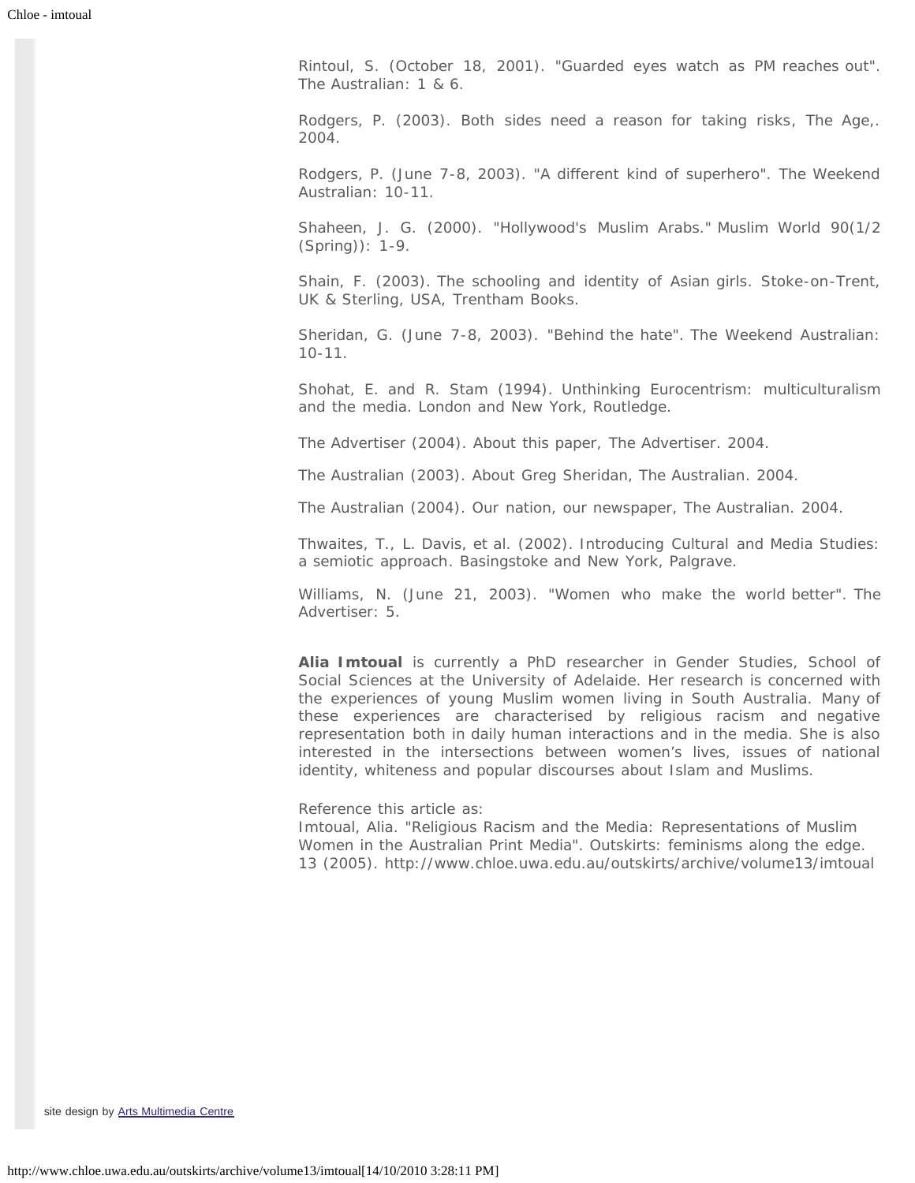Rintoul, S. (October 18, 2001). "Guarded eyes watch as PM reaches out". The Australian: 1 & 6.

Rodgers, P. (2003). Both sides need a reason for taking risks, The Age,. 2004.

Rodgers, P. (June 7-8, 2003). "A different kind of superhero". The Weekend Australian: 10-11.

Shaheen, J. G. (2000). "Hollywood's Muslim Arabs." Muslim World 90(1/2 (Spring)): 1-9.

Shain, F. (2003). The schooling and identity of Asian girls. Stoke-on-Trent, UK & Sterling, USA, Trentham Books.

Sheridan, G. (June 7-8, 2003). "Behind the hate". The Weekend Australian: 10-11.

Shohat, E. and R. Stam (1994). Unthinking Eurocentrism: multiculturalism and the media. London and New York, Routledge.

The Advertiser (2004). About this paper, The Advertiser. 2004.

The Australian (2003). About Greg Sheridan, The Australian. 2004.

The Australian (2004). Our nation, our newspaper, The Australian. 2004.

Thwaites, T., L. Davis, et al. (2002). Introducing Cultural and Media Studies: a semiotic approach. Basingstoke and New York, Palgrave.

Williams, N. (June 21, 2003). "Women who make the world better". The Advertiser: 5.

**Alia Imtoual** is currently a PhD researcher in Gender Studies, School of Social Sciences at the University of Adelaide. Her research is concerned with the experiences of young Muslim women living in South Australia. Many of these experiences are characterised by religious racism and negative representation both in daily human interactions and in the media. She is also interested in the intersections between women's lives, issues of national identity, whiteness and popular discourses about Islam and Muslims.

Reference this article as:
Imtoual, Alia. "Religious Racism and the Media: Representations of Muslim Women in the Australian Print Media". Outskirts: feminisms along the edge. 13 (2005). http://www.chloe.uwa.edu.au/outskirts/archive/volume13/imtoual

site design by Arts Multimedia Centre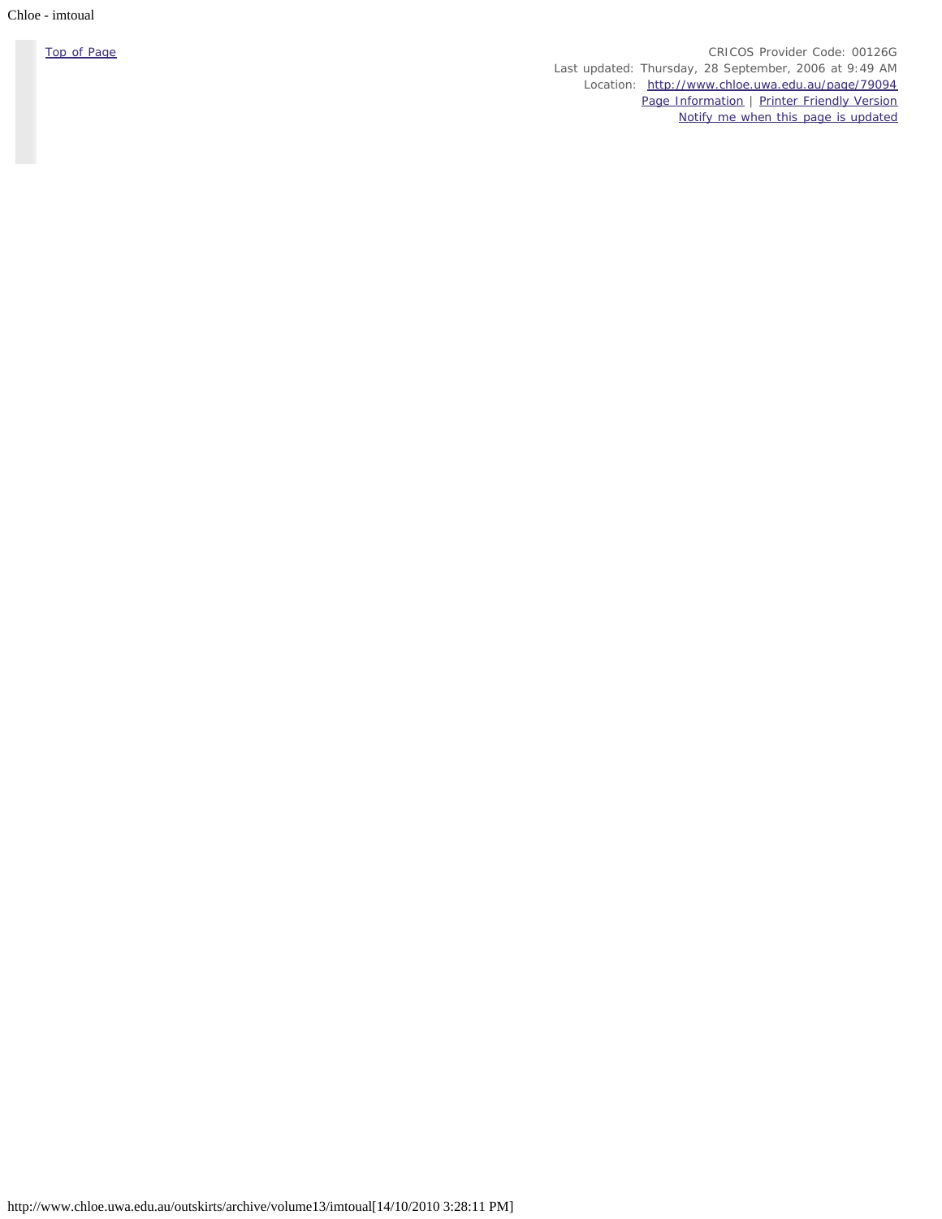[Top of Page](#)

CRICOS Provider Code: 00126G
Last updated: Thursday, 28 September, 2006 at 9:49 AM
Location: [http://www.chloe.uwa.edu.au/page/79094](http://www.chloe.uwa.edu.au/page/79094)
[Page Information](#) | [Printer Friendly Version](#)
[Notify me when this page is updated](#)